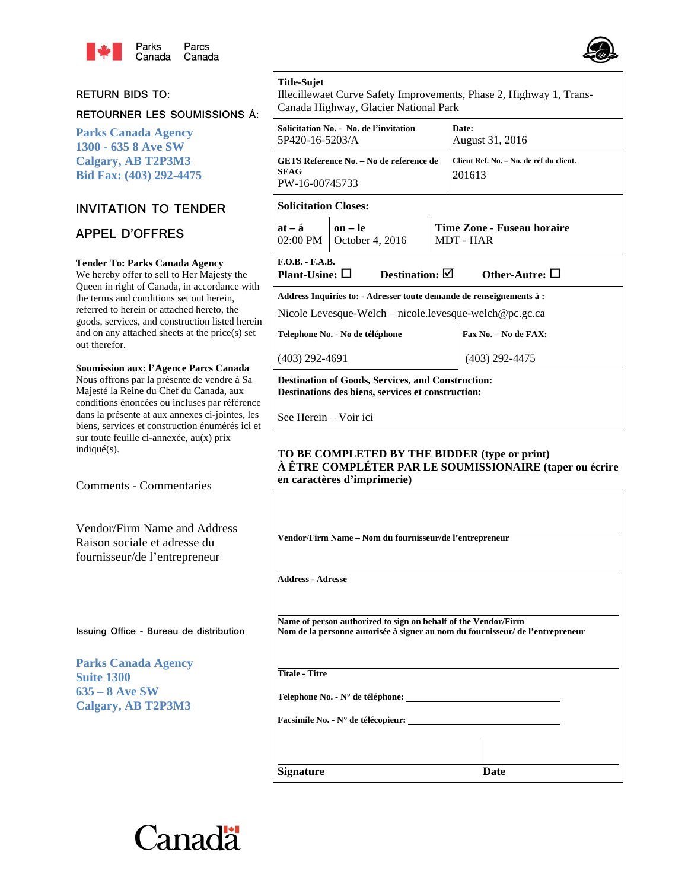Parks Canada Parcs Canada

RETURN BIDS TO:

RETOURNER LES SOUMISSIONS Á:

**Parks Canada Agency**
**1300 - 635 8 Ave SW**
**Calgary, AB T2P3M3**
**Bid Fax: (403) 292-4475**

## INVITATION TO TENDER

## APPEL D'OFFRES

**Tender To: Parks Canada Agency**
We hereby offer to sell to Her Majesty the Queen in right of Canada, in accordance with the terms and conditions set out herein, referred to herein or attached hereto, the goods, services, and construction listed herein and on any attached sheets at the price(s) set out therefor.

**Soumission aux: l'Agence Parcs Canada**
Nous offrons par la présente de vendre à Sa Majesté la Reine du Chef du Canada, aux conditions énoncées ou incluses par référence dans la présente at aux annexes ci-jointes, les biens, services et construction énumérés ici et sur toute feuille ci-annexée, au(x) prix indiqué(s).

Comments - Commentaires

Vendor/Firm Name and Address
Raison sociale et adresse du fournisseur/de l'entrepreneur

Issuing Office - Bureau de distribution

**Parks Canada Agency**
**Suite 1300**
**635 – 8 Ave SW**
**Calgary, AB T2P3M3**

**Title-Sujet**
Illecillewaet Curve Safety Improvements, Phase 2, Highway 1, Trans-Canada Highway, Glacier National Park

| **Solicitation No. - No. de l'invitation** | **Date:** |
|---|---|
| 5P420-16-5203/A | August 31, 2016 |

| **GETS Reference No. – No de reference de SEAG** | **Client Ref. No. – No. de réf du client.** |
|---|---|
| PW-16-00745733 | 201613 |

**Solicitation Closes:**

| at – á | on – le | Time Zone - Fuseau horaire |
|---|---|---|
| 02:00 PM | October 4, 2016 | MDT - HAR |

**F.O.B. - F.A.B.**
**Plant-Usine:** ☐ **Destination:** ☑ **Other-Autre:** ☐

**Address Inquiries to: - Adresser toute demande de renseignements à :**
Nicole Levesque-Welch – nicole.levesque-welch@pc.gc.ca

| **Telephone No. - No de téléphone** | **Fax No. – No de FAX:** |
|---|---|
| (403) 292-4691 | (403) 292-4475 |

**Destination of Goods, Services, and Construction:**
**Destinations des biens, services et construction:**

See Herein – Voir ici

**TO BE COMPLETED BY THE BIDDER (type or print)**
**À ÊTRE COMPLÉTER PAR LE SOUMISSIONAIRE (taper ou écrire en caractères d'imprimerie)**

**Vendor/Firm Name – Nom du fournisseur/de l'entrepreneur**

**Address - Adresse**

**Name of person authorized to sign on behalf of the Vendor/Firm**
**Nom de la personne autorisée à signer au nom du fournisseur/ de l'entrepreneur**

**Titale - Titre**

**Telephone No. - N° de téléphone:** ____________________

**Facsimile No. - N° de télécopieur:** ____________________

**Signature** **Date**

Canada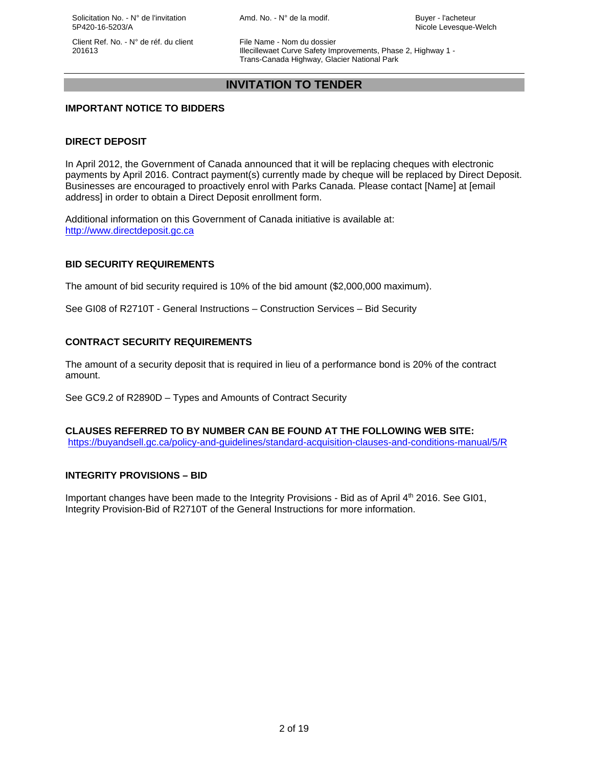# INVITATION TO TENDER

## IMPORTANT NOTICE TO BIDDERS

### DIRECT DEPOSIT

In April 2012, the Government of Canada announced that it will be replacing cheques with electronic payments by April 2016. Contract payment(s) currently made by cheque will be replaced by Direct Deposit. Businesses are encouraged to proactively enrol with Parks Canada. Please contact [Name] at [email address] in order to obtain a Direct Deposit enrollment form.

Additional information on this Government of Canada initiative is available at: http://www.directdeposit.gc.ca

### BID SECURITY REQUIREMENTS

The amount of bid security required is 10% of the bid amount ($2,000,000 maximum).

See GI08 of R2710T - General Instructions – Construction Services – Bid Security

### CONTRACT SECURITY REQUIREMENTS

The amount of a security deposit that is required in lieu of a performance bond is 20% of the contract amount.

See GC9.2 of R2890D – Types and Amounts of Contract Security

### CLAUSES REFERRED TO BY NUMBER CAN BE FOUND AT THE FOLLOWING WEB SITE:

https://buyandsell.gc.ca/policy-and-guidelines/standard-acquisition-clauses-and-conditions-manual/5/R

### INTEGRITY PROVISIONS – BID

Important changes have been made to the Integrity Provisions - Bid as of April 4th 2016. See GI01, Integrity Provision-Bid of R2710T of the General Instructions for more information.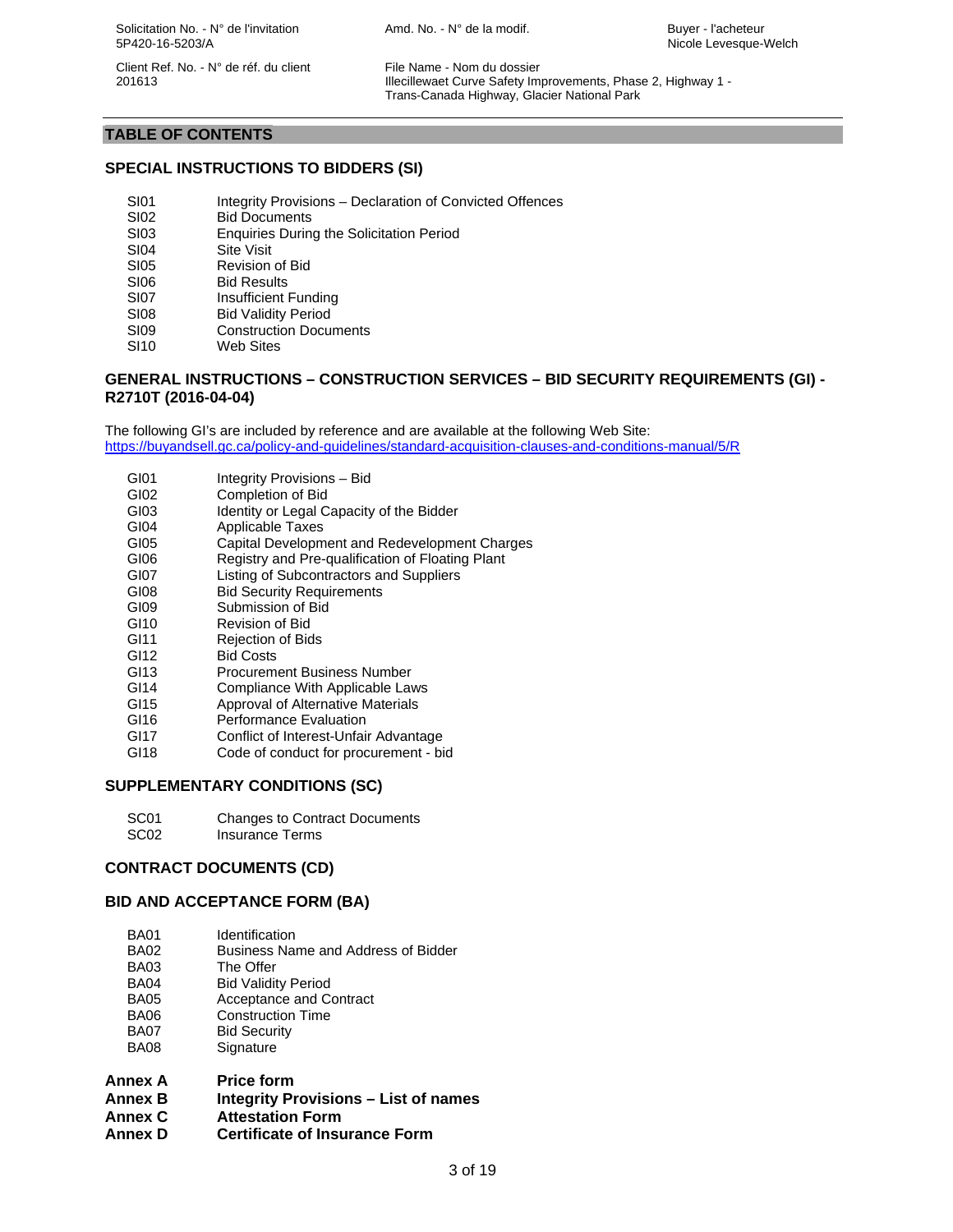## TABLE OF CONTENTS

### SPECIAL INSTRUCTIONS TO BIDDERS (SI)

| | |
|---|---|
| SI01 | Integrity Provisions – Declaration of Convicted Offences |
| SI02 | Bid Documents |
| SI03 | Enquiries During the Solicitation Period |
| SI04 | Site Visit |
| SI05 | Revision of Bid |
| SI06 | Bid Results |
| SI07 | Insufficient Funding |
| SI08 | Bid Validity Period |
| SI09 | Construction Documents |
| SI10 | Web Sites |

### GENERAL INSTRUCTIONS – CONSTRUCTION SERVICES – BID SECURITY REQUIREMENTS (GI) - R2710T (2016-04-04)

The following GI's are included by reference and are available at the following Web Site: https://buyandsell.gc.ca/policy-and-guidelines/standard-acquisition-clauses-and-conditions-manual/5/R

| | |
|---|---|
| GI01 | Integrity Provisions – Bid |
| GI02 | Completion of Bid |
| GI03 | Identity or Legal Capacity of the Bidder |
| GI04 | Applicable Taxes |
| GI05 | Capital Development and Redevelopment Charges |
| GI06 | Registry and Pre-qualification of Floating Plant |
| GI07 | Listing of Subcontractors and Suppliers |
| GI08 | Bid Security Requirements |
| GI09 | Submission of Bid |
| GI10 | Revision of Bid |
| GI11 | Rejection of Bids |
| GI12 | Bid Costs |
| GI13 | Procurement Business Number |
| GI14 | Compliance With Applicable Laws |
| GI15 | Approval of Alternative Materials |
| GI16 | Performance Evaluation |
| GI17 | Conflict of Interest-Unfair Advantage |
| GI18 | Code of conduct for procurement - bid |

### SUPPLEMENTARY CONDITIONS (SC)

| | |
|---|---|
| SC01 | Changes to Contract Documents |
| SC02 | Insurance Terms |

### CONTRACT DOCUMENTS (CD)

### BID AND ACCEPTANCE FORM (BA)

| | |
|---|---|
| BA01 | Identification |
| BA02 | Business Name and Address of Bidder |
| BA03 | The Offer |
| BA04 | Bid Validity Period |
| BA05 | Acceptance and Contract |
| BA06 | Construction Time |
| BA07 | Bid Security |
| BA08 | Signature |

**Annex A** **Price form**
**Annex B** **Integrity Provisions – List of names**
**Annex C** **Attestation Form**
**Annex D** **Certificate of Insurance Form**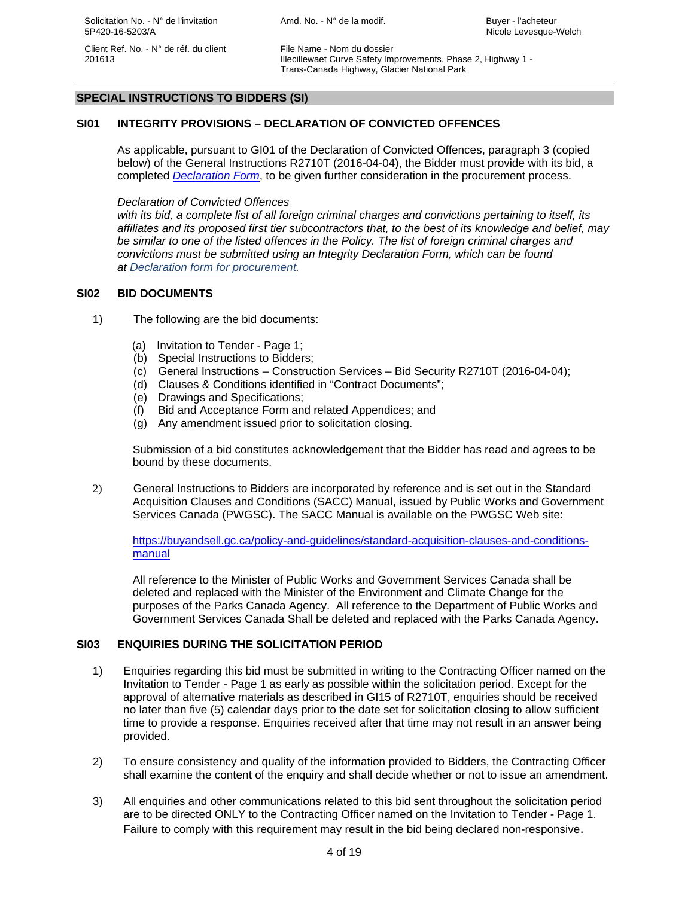## SPECIAL INSTRUCTIONS TO BIDDERS (SI)

### SI01 INTEGRITY PROVISIONS – DECLARATION OF CONVICTED OFFENCES

As applicable, pursuant to GI01 of the Declaration of Convicted Offences, paragraph 3 (copied below) of the General Instructions R2710T (2016-04-04), the Bidder must provide with its bid, a completed *Declaration Form*, to be given further consideration in the procurement process.

*Declaration of Convicted Offences*
*with its bid, a complete list of all foreign criminal charges and convictions pertaining to itself, its affiliates and its proposed first tier subcontractors that, to the best of its knowledge and belief, may be similar to one of the listed offences in the Policy. The list of foreign criminal charges and convictions must be submitted using an Integrity Declaration Form, which can be found at Declaration form for procurement.*

### SI02 BID DOCUMENTS

1) The following are the bid documents:

   (a) Invitation to Tender - Page 1;
   (b) Special Instructions to Bidders;
   (c) General Instructions – Construction Services – Bid Security R2710T (2016-04-04);
   (d) Clauses & Conditions identified in "Contract Documents";
   (e) Drawings and Specifications;
   (f) Bid and Acceptance Form and related Appendices; and
   (g) Any amendment issued prior to solicitation closing.

   Submission of a bid constitutes acknowledgement that the Bidder has read and agrees to be bound by these documents.

2) General Instructions to Bidders are incorporated by reference and is set out in the Standard Acquisition Clauses and Conditions (SACC) Manual, issued by Public Works and Government Services Canada (PWGSC). The SACC Manual is available on the PWGSC Web site:

   https://buyandsell.gc.ca/policy-and-guidelines/standard-acquisition-clauses-and-conditions-manual

   All reference to the Minister of Public Works and Government Services Canada shall be deleted and replaced with the Minister of the Environment and Climate Change for the purposes of the Parks Canada Agency. All reference to the Department of Public Works and Government Services Canada Shall be deleted and replaced with the Parks Canada Agency.

### SI03 ENQUIRIES DURING THE SOLICITATION PERIOD

1) Enquiries regarding this bid must be submitted in writing to the Contracting Officer named on the Invitation to Tender - Page 1 as early as possible within the solicitation period. Except for the approval of alternative materials as described in GI15 of R2710T, enquiries should be received no later than five (5) calendar days prior to the date set for solicitation closing to allow sufficient time to provide a response. Enquiries received after that time may not result in an answer being provided.

2) To ensure consistency and quality of the information provided to Bidders, the Contracting Officer shall examine the content of the enquiry and shall decide whether or not to issue an amendment.

3) All enquiries and other communications related to this bid sent throughout the solicitation period are to be directed ONLY to the Contracting Officer named on the Invitation to Tender - Page 1. Failure to comply with this requirement may result in the bid being declared non-responsive.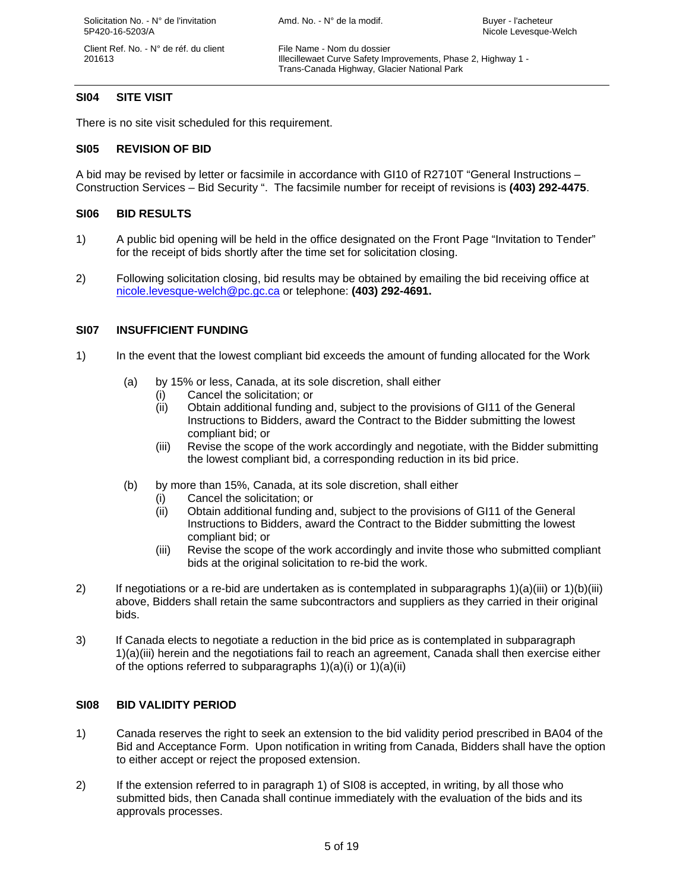## SI04 SITE VISIT

There is no site visit scheduled for this requirement.

## SI05 REVISION OF BID

A bid may be revised by letter or facsimile in accordance with GI10 of R2710T "General Instructions – Construction Services – Bid Security ". The facsimile number for receipt of revisions is **(403) 292-4475**.

## SI06 BID RESULTS

1) A public bid opening will be held in the office designated on the Front Page "Invitation to Tender" for the receipt of bids shortly after the time set for solicitation closing.

2) Following solicitation closing, bid results may be obtained by emailing the bid receiving office at nicole.levesque-welch@pc.gc.ca or telephone: **(403) 292-4691.**

## SI07 INSUFFICIENT FUNDING

1) In the event that the lowest compliant bid exceeds the amount of funding allocated for the Work

   (a) by 15% or less, Canada, at its sole discretion, shall either
      (i) Cancel the solicitation; or
      (ii) Obtain additional funding and, subject to the provisions of GI11 of the General Instructions to Bidders, award the Contract to the Bidder submitting the lowest compliant bid; or
      (iii) Revise the scope of the work accordingly and negotiate, with the Bidder submitting the lowest compliant bid, a corresponding reduction in its bid price.

   (b) by more than 15%, Canada, at its sole discretion, shall either
      (i) Cancel the solicitation; or
      (ii) Obtain additional funding and, subject to the provisions of GI11 of the General Instructions to Bidders, award the Contract to the Bidder submitting the lowest compliant bid; or
      (iii) Revise the scope of the work accordingly and invite those who submitted compliant bids at the original solicitation to re-bid the work.

2) If negotiations or a re-bid are undertaken as is contemplated in subparagraphs 1)(a)(iii) or 1)(b)(iii) above, Bidders shall retain the same subcontractors and suppliers as they carried in their original bids.

3) If Canada elects to negotiate a reduction in the bid price as is contemplated in subparagraph 1)(a)(iii) herein and the negotiations fail to reach an agreement, Canada shall then exercise either of the options referred to subparagraphs 1)(a)(i) or 1)(a)(ii)

## SI08 BID VALIDITY PERIOD

1) Canada reserves the right to seek an extension to the bid validity period prescribed in BA04 of the Bid and Acceptance Form. Upon notification in writing from Canada, Bidders shall have the option to either accept or reject the proposed extension.

2) If the extension referred to in paragraph 1) of SI08 is accepted, in writing, by all those who submitted bids, then Canada shall continue immediately with the evaluation of the bids and its approvals processes.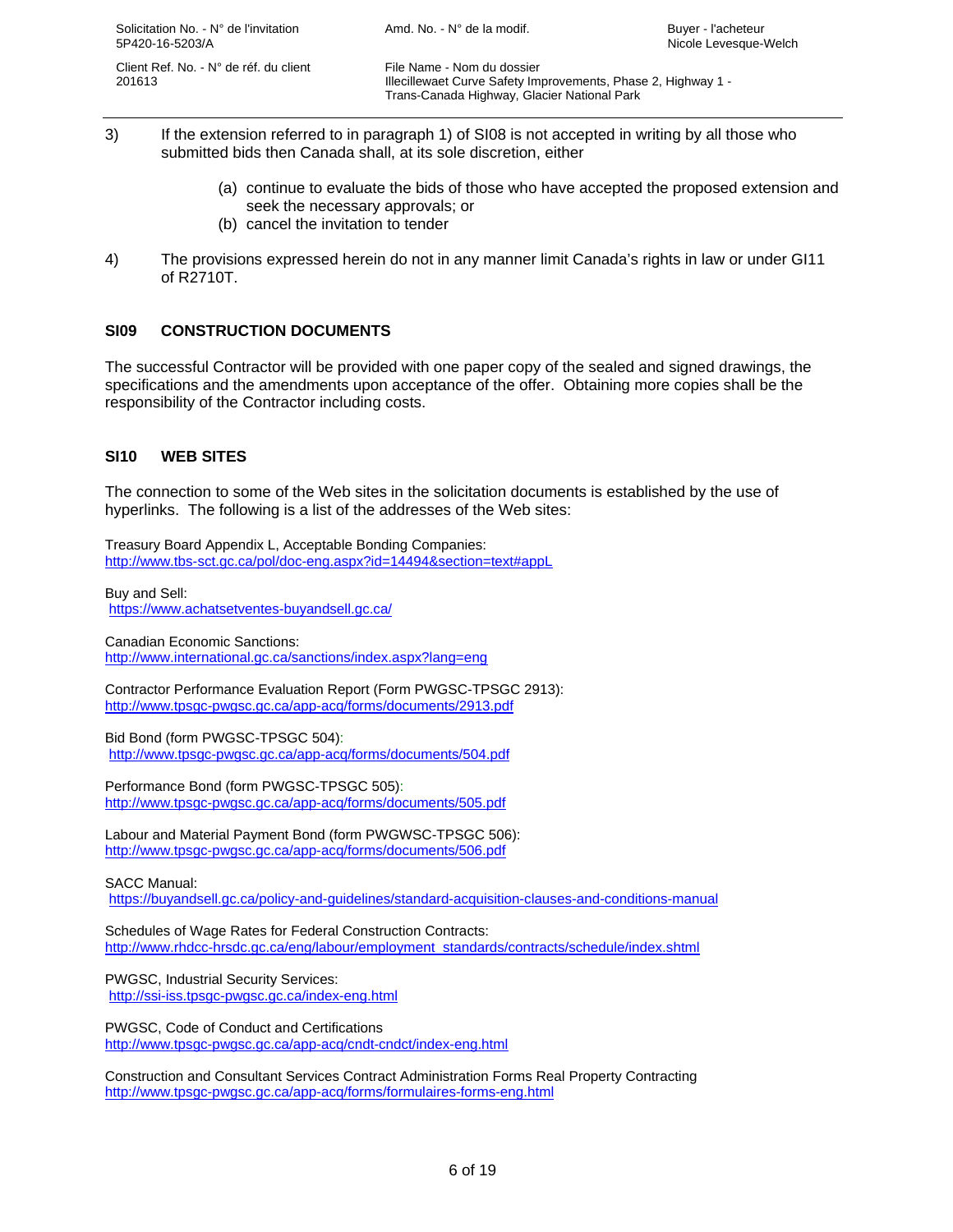3) If the extension referred to in paragraph 1) of SI08 is not accepted in writing by all those who submitted bids then Canada shall, at its sole discretion, either

   (a) continue to evaluate the bids of those who have accepted the proposed extension and seek the necessary approvals; or
   (b) cancel the invitation to tender

4) The provisions expressed herein do not in any manner limit Canada's rights in law or under GI11 of R2710T.

## SI09 CONSTRUCTION DOCUMENTS

The successful Contractor will be provided with one paper copy of the sealed and signed drawings, the specifications and the amendments upon acceptance of the offer. Obtaining more copies shall be the responsibility of the Contractor including costs.

## SI10 WEB SITES

The connection to some of the Web sites in the solicitation documents is established by the use of hyperlinks. The following is a list of the addresses of the Web sites:

Treasury Board Appendix L, Acceptable Bonding Companies:
http://www.tbs-sct.gc.ca/pol/doc-eng.aspx?id=14494&section=text#appL

Buy and Sell:
https://www.achatsetventes-buyandsell.gc.ca/

Canadian Economic Sanctions:
http://www.international.gc.ca/sanctions/index.aspx?lang=eng

Contractor Performance Evaluation Report (Form PWGSC-TPSGC 2913):
http://www.tpsgc-pwgsc.gc.ca/app-acq/forms/documents/2913.pdf

Bid Bond (form PWGSC-TPSGC 504):
http://www.tpsgc-pwgsc.gc.ca/app-acq/forms/documents/504.pdf

Performance Bond (form PWGSC-TPSGC 505):
http://www.tpsgc-pwgsc.gc.ca/app-acq/forms/documents/505.pdf

Labour and Material Payment Bond (form PWGWSC-TPSGC 506):
http://www.tpsgc-pwgsc.gc.ca/app-acq/forms/documents/506.pdf

SACC Manual:
https://buyandsell.gc.ca/policy-and-guidelines/standard-acquisition-clauses-and-conditions-manual

Schedules of Wage Rates for Federal Construction Contracts:
http://www.rhdcc-hrsdc.gc.ca/eng/labour/employment_standards/contracts/schedule/index.shtml

PWGSC, Industrial Security Services:
http://ssi-iss.tpsgc-pwgsc.gc.ca/index-eng.html

PWGSC, Code of Conduct and Certifications
http://www.tpsgc-pwgsc.gc.ca/app-acq/cndt-cndct/index-eng.html

Construction and Consultant Services Contract Administration Forms Real Property Contracting
http://www.tpsgc-pwgsc.gc.ca/app-acq/forms/formulaires-forms-eng.html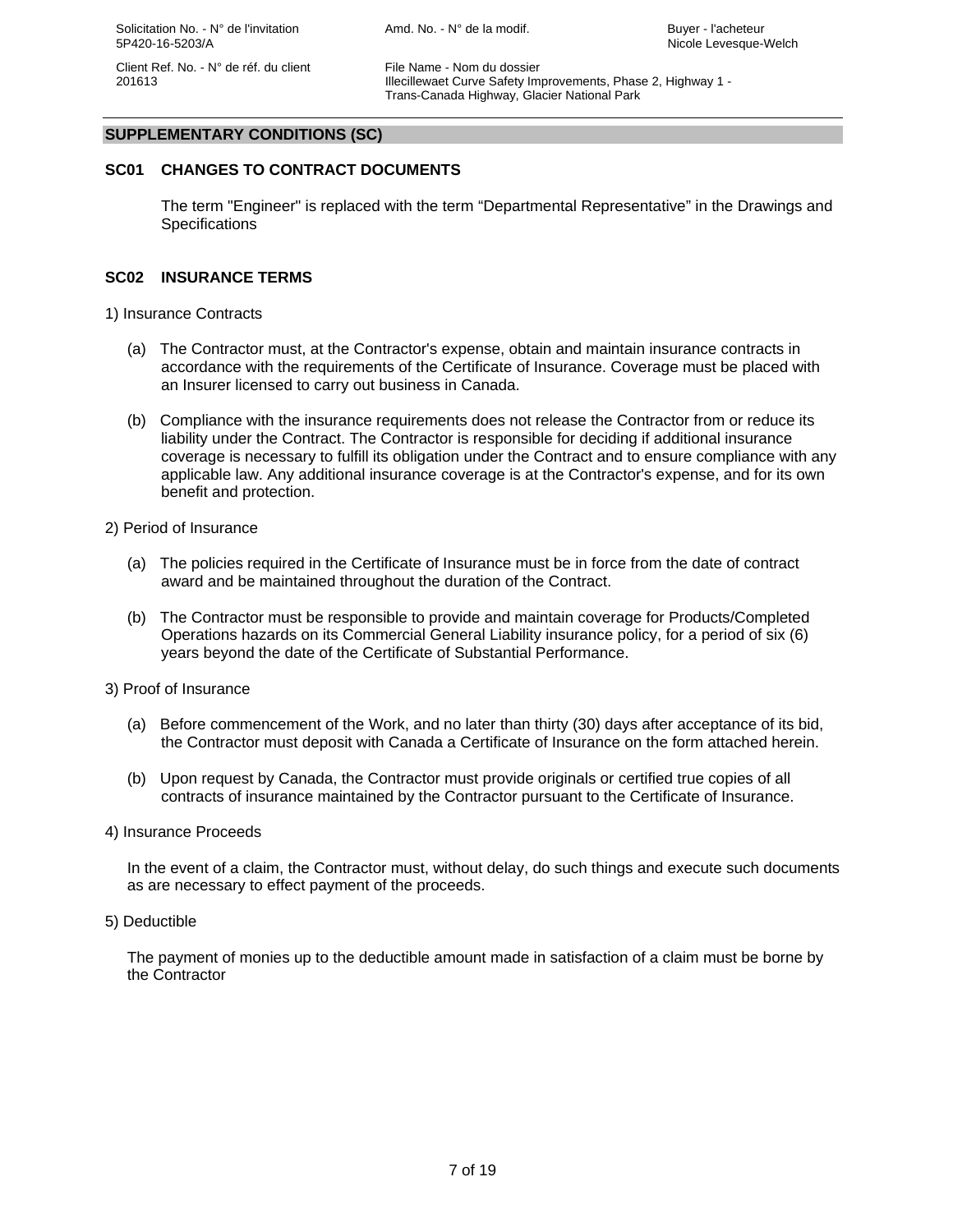## SUPPLEMENTARY CONDITIONS (SC)

### SC01 CHANGES TO CONTRACT DOCUMENTS

The term "Engineer" is replaced with the term "Departmental Representative" in the Drawings and Specifications

### SC02 INSURANCE TERMS

1) Insurance Contracts

(a) The Contractor must, at the Contractor's expense, obtain and maintain insurance contracts in accordance with the requirements of the Certificate of Insurance. Coverage must be placed with an Insurer licensed to carry out business in Canada.

(b) Compliance with the insurance requirements does not release the Contractor from or reduce its liability under the Contract. The Contractor is responsible for deciding if additional insurance coverage is necessary to fulfill its obligation under the Contract and to ensure compliance with any applicable law. Any additional insurance coverage is at the Contractor's expense, and for its own benefit and protection.

2) Period of Insurance

(a) The policies required in the Certificate of Insurance must be in force from the date of contract award and be maintained throughout the duration of the Contract.

(b) The Contractor must be responsible to provide and maintain coverage for Products/Completed Operations hazards on its Commercial General Liability insurance policy, for a period of six (6) years beyond the date of the Certificate of Substantial Performance.

3) Proof of Insurance

(a) Before commencement of the Work, and no later than thirty (30) days after acceptance of its bid, the Contractor must deposit with Canada a Certificate of Insurance on the form attached herein.

(b) Upon request by Canada, the Contractor must provide originals or certified true copies of all contracts of insurance maintained by the Contractor pursuant to the Certificate of Insurance.

4) Insurance Proceeds

In the event of a claim, the Contractor must, without delay, do such things and execute such documents as are necessary to effect payment of the proceeds.

5) Deductible

The payment of monies up to the deductible amount made in satisfaction of a claim must be borne by the Contractor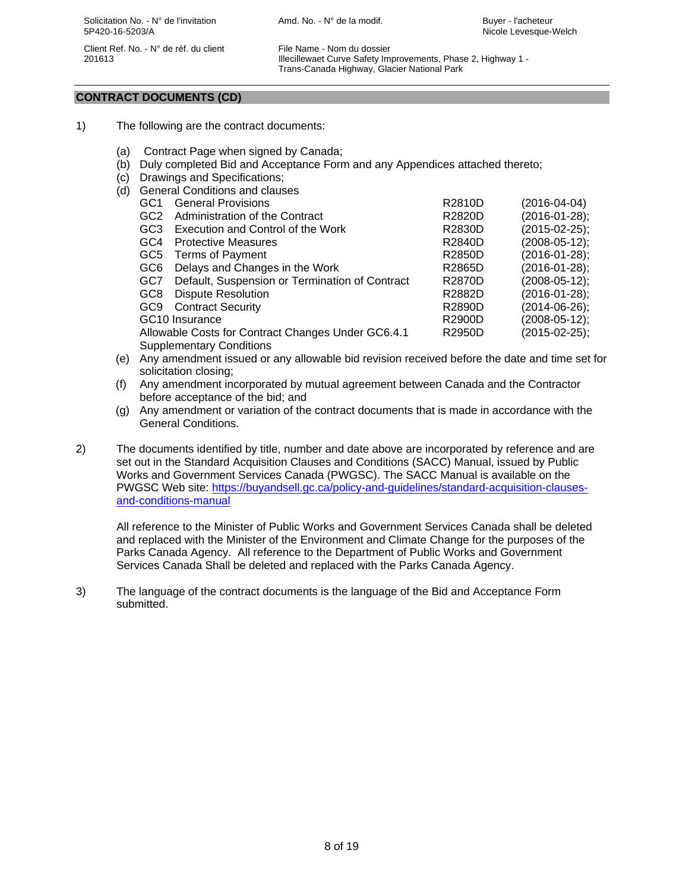## CONTRACT DOCUMENTS (CD)

1) The following are the contract documents:

   (a) Contract Page when signed by Canada;
   (b) Duly completed Bid and Acceptance Form and any Appendices attached thereto;
   (c) Drawings and Specifications;
   (d) General Conditions and clauses

| | | |
|---|---|---|
| GC1 General Provisions | R2810D | (2016-04-04) |
| GC2 Administration of the Contract | R2820D | (2016-01-28); |
| GC3 Execution and Control of the Work | R2830D | (2015-02-25); |
| GC4 Protective Measures | R2840D | (2008-05-12); |
| GC5 Terms of Payment | R2850D | (2016-01-28); |
| GC6 Delays and Changes in the Work | R2865D | (2016-01-28); |
| GC7 Default, Suspension or Termination of Contract | R2870D | (2008-05-12); |
| GC8 Dispute Resolution | R2882D | (2016-01-28); |
| GC9 Contract Security | R2890D | (2014-06-26); |
| GC10 Insurance | R2900D | (2008-05-12); |
| Allowable Costs for Contract Changes Under GC6.4.1 | R2950D | (2015-02-25); |
| Supplementary Conditions | | |

   (e) Any amendment issued or any allowable bid revision received before the date and time set for solicitation closing;
   (f) Any amendment incorporated by mutual agreement between Canada and the Contractor before acceptance of the bid; and
   (g) Any amendment or variation of the contract documents that is made in accordance with the General Conditions.

2) The documents identified by title, number and date above are incorporated by reference and are set out in the Standard Acquisition Clauses and Conditions (SACC) Manual, issued by Public Works and Government Services Canada (PWGSC). The SACC Manual is available on the PWGSC Web site: https://buyandsell.gc.ca/policy-and-guidelines/standard-acquisition-clauses-and-conditions-manual

   All reference to the Minister of Public Works and Government Services Canada shall be deleted and replaced with the Minister of the Environment and Climate Change for the purposes of the Parks Canada Agency. All reference to the Department of Public Works and Government Services Canada Shall be deleted and replaced with the Parks Canada Agency.

3) The language of the contract documents is the language of the Bid and Acceptance Form submitted.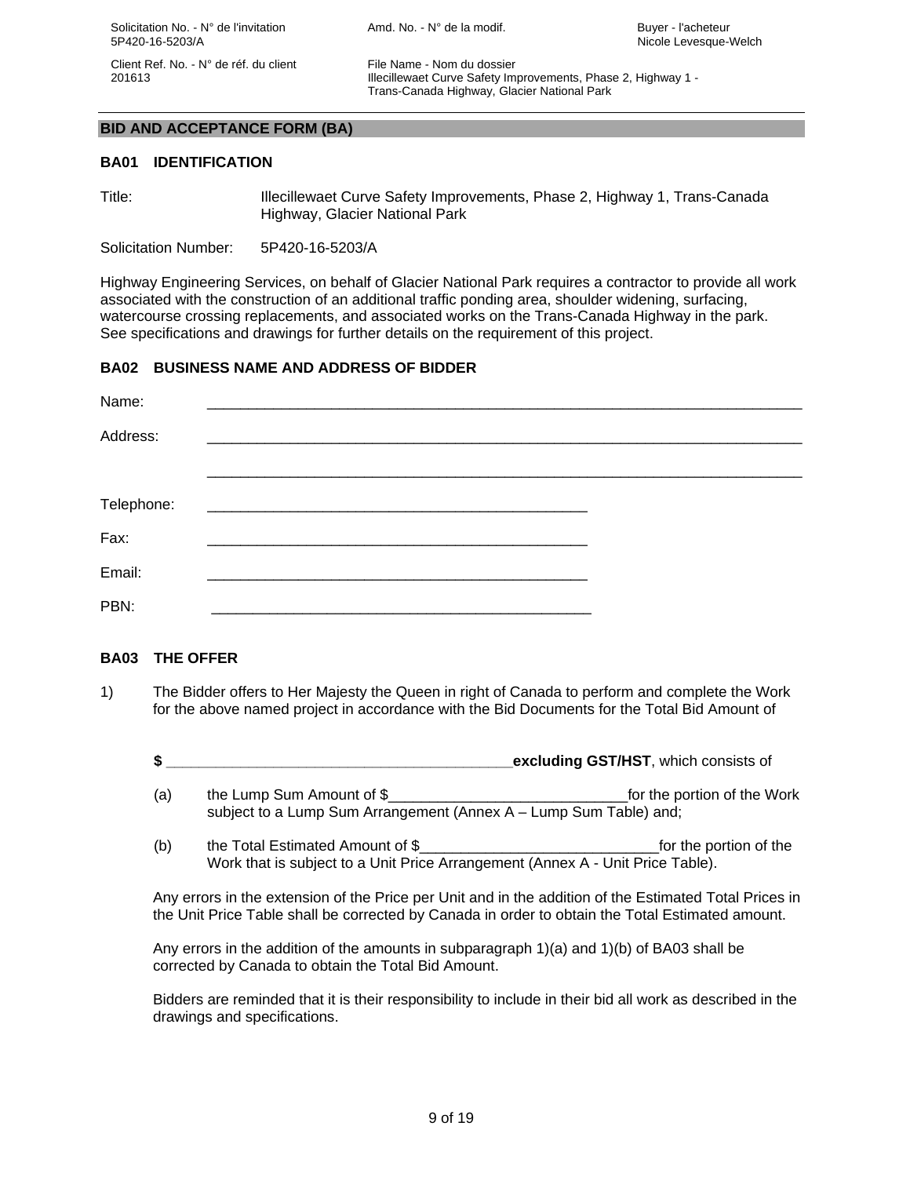## BID AND ACCEPTANCE FORM (BA)

### BA01 IDENTIFICATION

Title: Illecillewaet Curve Safety Improvements, Phase 2, Highway 1, Trans-Canada Highway, Glacier National Park

Solicitation Number: 5P420-16-5203/A

Highway Engineering Services, on behalf of Glacier National Park requires a contractor to provide all work associated with the construction of an additional traffic ponding area, shoulder widening, surfacing, watercourse crossing replacements, and associated works on the Trans-Canada Highway in the park. See specifications and drawings for further details on the requirement of this project.

### BA02 BUSINESS NAME AND ADDRESS OF BIDDER

Name: ____________________________________________________________________________

Address: ____________________________________________________________________________

____________________________________________________________________________

Telephone: ________________________________________________

Fax: ________________________________________________

Email: ________________________________________________

PBN: ________________________________________________

### BA03 THE OFFER

1) The Bidder offers to Her Majesty the Queen in right of Canada to perform and complete the Work for the above named project in accordance with the Bid Documents for the Total Bid Amount of

**$ ___________________________________________ excluding GST/HST**, which consists of

(a) the Lump Sum Amount of $_____________________________ for the portion of the Work subject to a Lump Sum Arrangement (Annex A – Lump Sum Table) and;

(b) the Total Estimated Amount of $_____________________________ for the portion of the Work that is subject to a Unit Price Arrangement (Annex A - Unit Price Table).

Any errors in the extension of the Price per Unit and in the addition of the Estimated Total Prices in the Unit Price Table shall be corrected by Canada in order to obtain the Total Estimated amount.

Any errors in the addition of the amounts in subparagraph 1)(a) and 1)(b) of BA03 shall be corrected by Canada to obtain the Total Bid Amount.

Bidders are reminded that it is their responsibility to include in their bid all work as described in the drawings and specifications.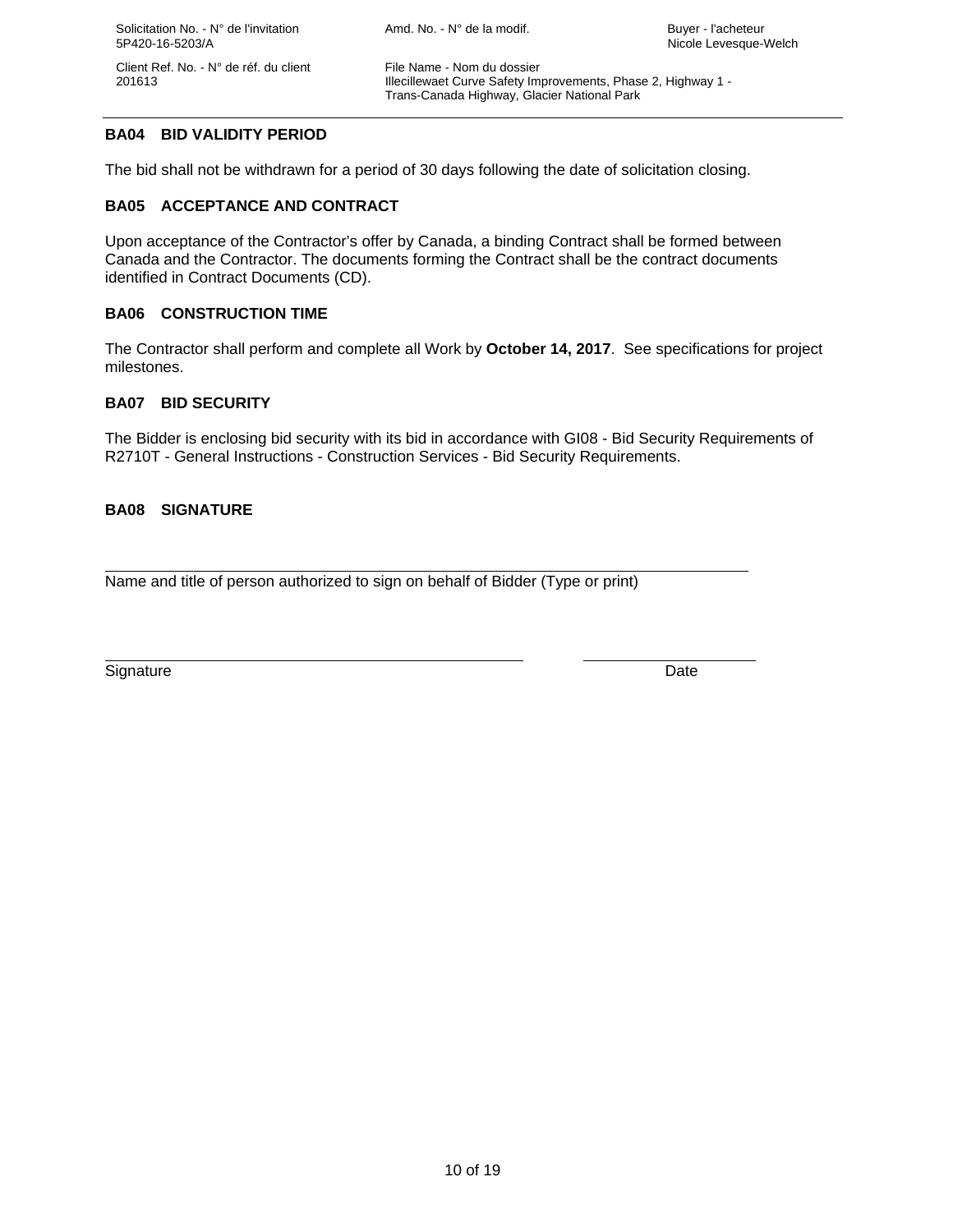## BA04 BID VALIDITY PERIOD

The bid shall not be withdrawn for a period of 30 days following the date of solicitation closing.

## BA05 ACCEPTANCE AND CONTRACT

Upon acceptance of the Contractor's offer by Canada, a binding Contract shall be formed between Canada and the Contractor. The documents forming the Contract shall be the contract documents identified in Contract Documents (CD).

## BA06 CONSTRUCTION TIME

The Contractor shall perform and complete all Work by **October 14, 2017**. See specifications for project milestones.

## BA07 BID SECURITY

The Bidder is enclosing bid security with its bid in accordance with GI08 - Bid Security Requirements of R2710T - General Instructions - Construction Services - Bid Security Requirements.

## BA08 SIGNATURE

______________________________________________________________

Name and title of person authorized to sign on behalf of Bidder (Type or print)

________________________________________ ____________________

Signature Date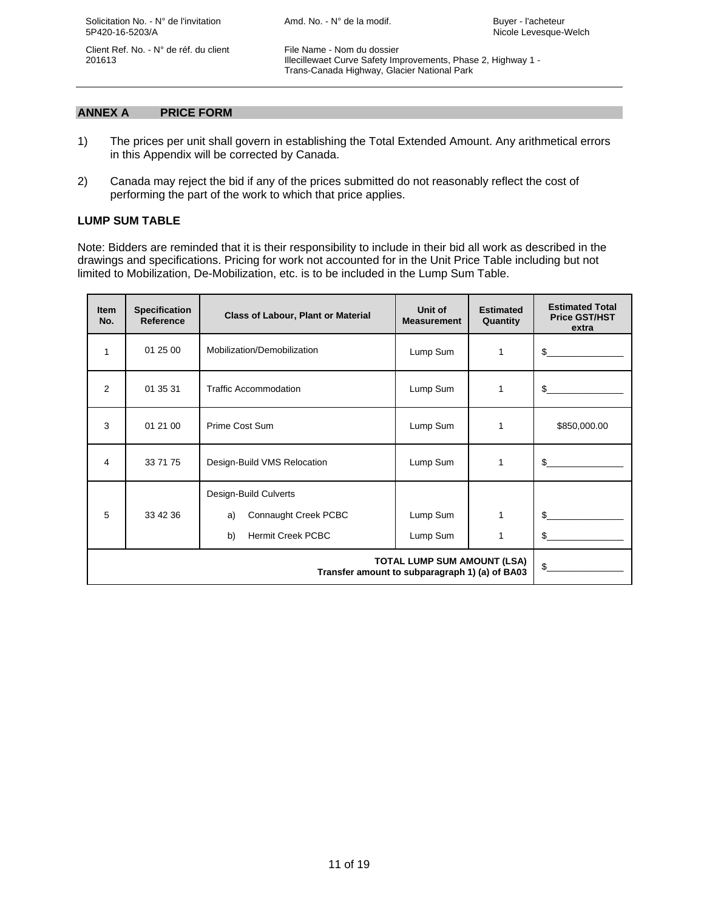## ANNEX A PRICE FORM

1) The prices per unit shall govern in establishing the Total Extended Amount. Any arithmetical errors in this Appendix will be corrected by Canada.

2) Canada may reject the bid if any of the prices submitted do not reasonably reflect the cost of performing the part of the work to which that price applies.

### LUMP SUM TABLE

Note: Bidders are reminded that it is their responsibility to include in their bid all work as described in the drawings and specifications. Pricing for work not accounted for in the Unit Price Table including but not limited to Mobilization, De-Mobilization, etc. is to be included in the Lump Sum Table.

| Item No. | Specification Reference | Class of Labour, Plant or Material | Unit of Measurement | Estimated Quantity | Estimated Total Price GST/HST extra |
|---|---|---|---|---|---|
| 1 | 01 25 00 | Mobilization/Demobilization | Lump Sum | 1 | $_______________ |
| 2 | 01 35 31 | Traffic Accommodation | Lump Sum | 1 | $_______________ |
| 3 | 01 21 00 | Prime Cost Sum | Lump Sum | 1 | $850,000.00 |
| 4 | 33 71 75 | Design-Build VMS Relocation | Lump Sum | 1 | $_______________ |
| 5 | 33 42 36 | Design-Build Culverts | | | |
| | | a) Connaught Creek PCBC | Lump Sum | 1 | $_______________ |
| | | b) Hermit Creek PCBC | Lump Sum | 1 | $_______________ |
| **TOTAL LUMP SUM AMOUNT (LSA)**<br>**Transfer amount to subparagraph 1) (a) of BA03** | | | | | $_______________ |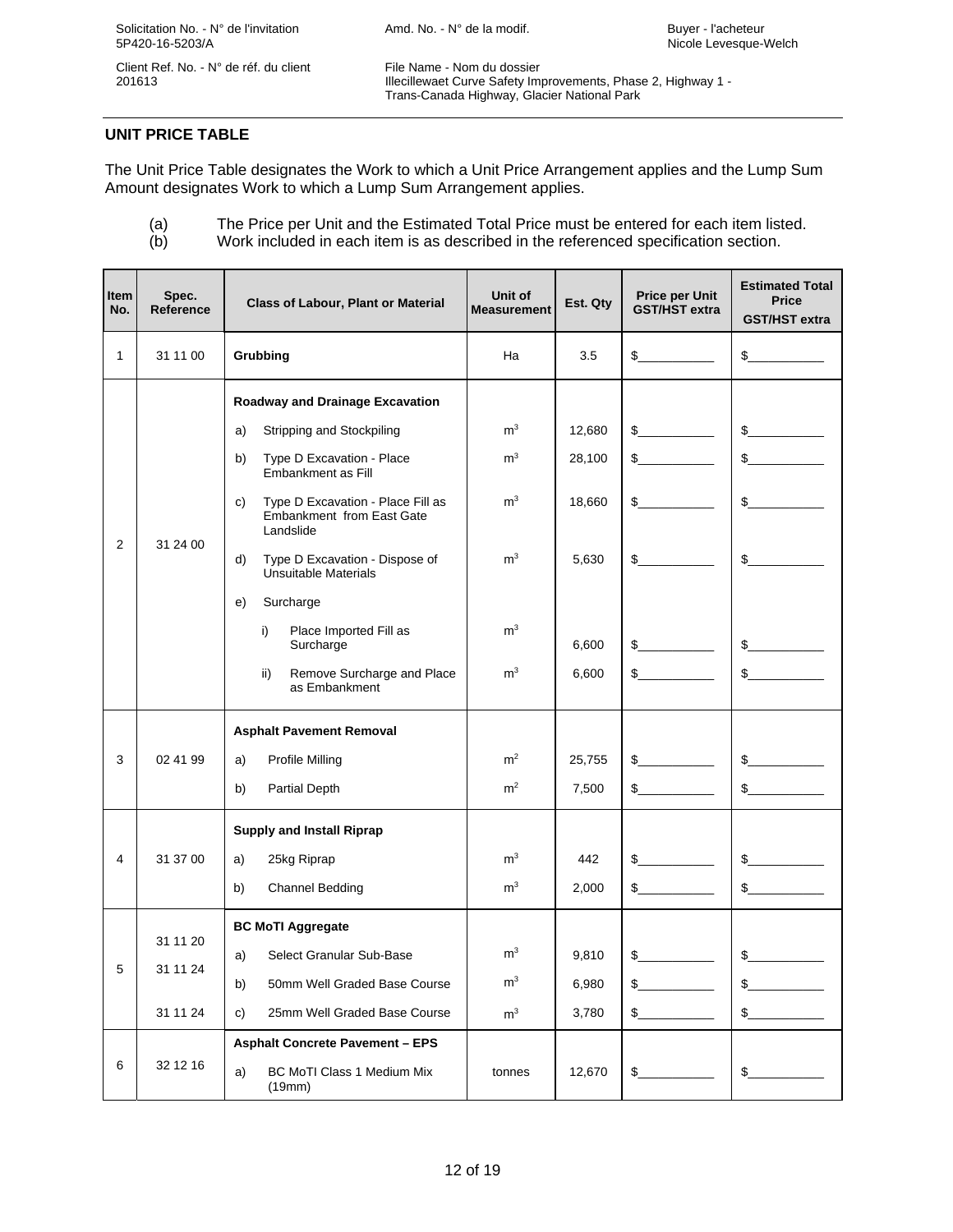## UNIT PRICE TABLE

The Unit Price Table designates the Work to which a Unit Price Arrangement applies and the Lump Sum Amount designates Work to which a Lump Sum Arrangement applies.

(a) The Price per Unit and the Estimated Total Price must be entered for each item listed.
(b) Work included in each item is as described in the referenced specification section.

| Item No. | Spec. Reference | Class of Labour, Plant or Material | Unit of Measurement | Est. Qty | Price per Unit GST/HST extra | Estimated Total Price GST/HST extra |
|---|---|---|---|---|---|---|
| 1 | 31 11 00 | **Grubbing** | Ha | 3.5 | $__________ | $__________ |
| 2 | 31 24 00 | **Roadway and Drainage Excavation** | | | | |
| | | a) Stripping and Stockpiling | $m^3$ | 12,680 | $__________ | $__________ |
| | | b) Type D Excavation - Place Embankment as Fill | $m^3$ | 28,100 | $__________ | $__________ |
| | | c) Type D Excavation - Place Fill as Embankment from East Gate Landslide | $m^3$ | 18,660 | $__________ | $__________ |
| | | d) Type D Excavation - Dispose of Unsuitable Materials | $m^3$ | 5,630 | $__________ | $__________ |
| | | e) Surcharge | | | | |
| | | i) Place Imported Fill as Surcharge | $m^3$ | 6,600 | $__________ | $__________ |
| | | ii) Remove Surcharge and Place as Embankment | $m^3$ | 6,600 | $__________ | $__________ |
| 3 | 02 41 99 | **Asphalt Pavement Removal** | | | | |
| | | a) Profile Milling | $m^2$ | 25,755 | $__________ | $__________ |
| | | b) Partial Depth | $m^2$ | 7,500 | $__________ | $__________ |
| 4 | 31 37 00 | **Supply and Install Riprap** | | | | |
| | | a) 25kg Riprap | $m^3$ | 442 | $__________ | $__________ |
| | | b) Channel Bedding | $m^3$ | 2,000 | $__________ | $__________ |
| 5 | | **BC MoTI Aggregate** | | | | |
| | 31 11 20 | a) Select Granular Sub-Base | $m^3$ | 9,810 | $__________ | $__________ |
| | 31 11 24 | b) 50mm Well Graded Base Course | $m^3$ | 6,980 | $__________ | $__________ |
| | 31 11 24 | c) 25mm Well Graded Base Course | $m^3$ | 3,780 | $__________ | $__________ |
| 6 | 32 12 16 | **Asphalt Concrete Pavement – EPS** | | | | |
| | | a) BC MoTI Class 1 Medium Mix (19mm) | tonnes | 12,670 | $__________ | $__________ |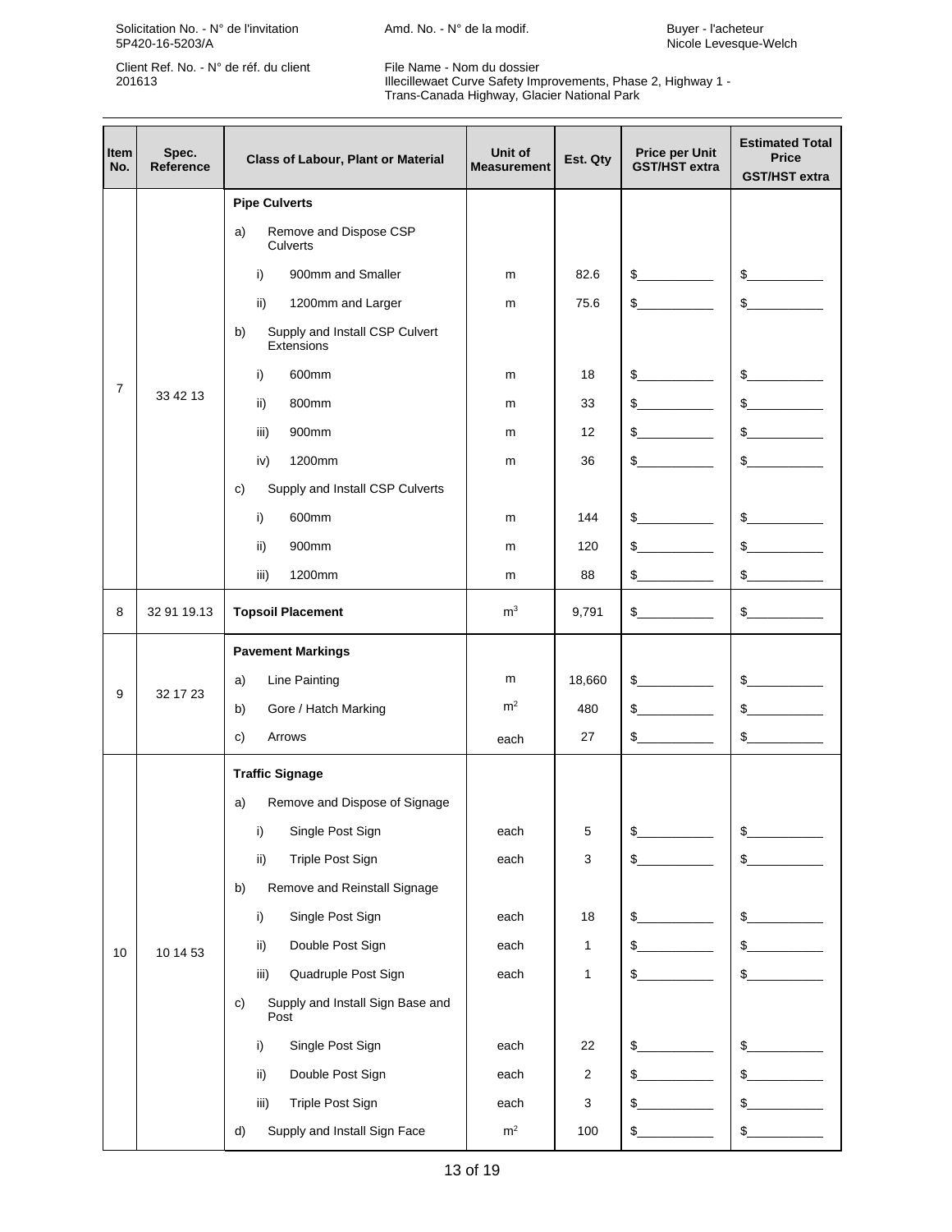| Item No. | Spec. Reference | Class of Labour, Plant or Material | Unit of Measurement | Est. Qty | Price per Unit GST/HST extra | Estimated Total Price GST/HST extra |
|---|---|---|---|---|---|---|
| 7 | 33 42 13 | **Pipe Culverts** | | | | |
| | | a) Remove and Dispose CSP Culverts | | | | |
| | | i) 900mm and Smaller | m | 82.6 | $\_\_\_\_\_\_\_\_\_\_ | $\_\_\_\_\_\_\_\_\_\_ |
| | | ii) 1200mm and Larger | m | 75.6 | $\_\_\_\_\_\_\_\_\_\_ | $\_\_\_\_\_\_\_\_\_\_ |
| | | b) Supply and Install CSP Culvert Extensions | | | | |
| | | i) 600mm | m | 18 | $\_\_\_\_\_\_\_\_\_\_ | $\_\_\_\_\_\_\_\_\_\_ |
| | | ii) 800mm | m | 33 | $\_\_\_\_\_\_\_\_\_\_ | $\_\_\_\_\_\_\_\_\_\_ |
| | | iii) 900mm | m | 12 | $\_\_\_\_\_\_\_\_\_\_ | $\_\_\_\_\_\_\_\_\_\_ |
| | | iv) 1200mm | m | 36 | $\_\_\_\_\_\_\_\_\_\_ | $\_\_\_\_\_\_\_\_\_\_ |
| | | c) Supply and Install CSP Culverts | | | | |
| | | i) 600mm | m | 144 | $\_\_\_\_\_\_\_\_\_\_ | $\_\_\_\_\_\_\_\_\_\_ |
| | | ii) 900mm | m | 120 | $\_\_\_\_\_\_\_\_\_\_ | $\_\_\_\_\_\_\_\_\_\_ |
| | | iii) 1200mm | m | 88 | $\_\_\_\_\_\_\_\_\_\_ | $\_\_\_\_\_\_\_\_\_\_ |
| 8 | 32 91 19.13 | **Topsoil Placement** | $m^3$ | 9,791 | $\_\_\_\_\_\_\_\_\_\_ | $\_\_\_\_\_\_\_\_\_\_ |
| 9 | 32 17 23 | **Pavement Markings** | | | | |
| | | a) Line Painting | m | 18,660 | $\_\_\_\_\_\_\_\_\_\_ | $\_\_\_\_\_\_\_\_\_\_ |
| | | b) Gore / Hatch Marking | $m^2$ | 480 | $\_\_\_\_\_\_\_\_\_\_ | $\_\_\_\_\_\_\_\_\_\_ |
| | | c) Arrows | each | 27 | $\_\_\_\_\_\_\_\_\_\_ | $\_\_\_\_\_\_\_\_\_\_ |
| 10 | 10 14 53 | **Traffic Signage** | | | | |
| | | a) Remove and Dispose of Signage | | | | |
| | | i) Single Post Sign | each | 5 | $\_\_\_\_\_\_\_\_\_\_ | $\_\_\_\_\_\_\_\_\_\_ |
| | | ii) Triple Post Sign | each | 3 | $\_\_\_\_\_\_\_\_\_\_ | $\_\_\_\_\_\_\_\_\_\_ |
| | | b) Remove and Reinstall Signage | | | | |
| | | i) Single Post Sign | each | 18 | $\_\_\_\_\_\_\_\_\_\_ | $\_\_\_\_\_\_\_\_\_\_ |
| | | ii) Double Post Sign | each | 1 | $\_\_\_\_\_\_\_\_\_\_ | $\_\_\_\_\_\_\_\_\_\_ |
| | | iii) Quadruple Post Sign | each | 1 | $\_\_\_\_\_\_\_\_\_\_ | $\_\_\_\_\_\_\_\_\_\_ |
| | | c) Supply and Install Sign Base and Post | | | | |
| | | i) Single Post Sign | each | 22 | $\_\_\_\_\_\_\_\_\_\_ | $\_\_\_\_\_\_\_\_\_\_ |
| | | ii) Double Post Sign | each | 2 | $\_\_\_\_\_\_\_\_\_\_ | $\_\_\_\_\_\_\_\_\_\_ |
| | | iii) Triple Post Sign | each | 3 | $\_\_\_\_\_\_\_\_\_\_ | $\_\_\_\_\_\_\_\_\_\_ |
| | | d) Supply and Install Sign Face | $m^2$ | 100 | $\_\_\_\_\_\_\_\_\_\_ | $\_\_\_\_\_\_\_\_\_\_ |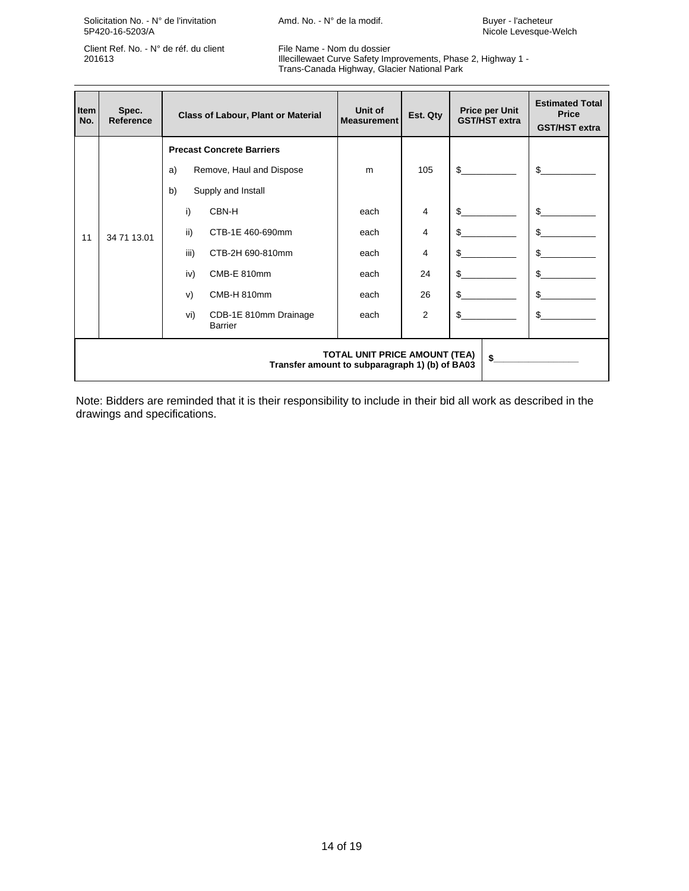| Item No. | Spec. Reference | Class of Labour, Plant or Material | Unit of Measurement | Est. Qty | Price per Unit GST/HST extra | Estimated Total Price GST/HST extra |
|---|---|---|---|---|---|---|
| 11 | 34 71 13.01 | **Precast Concrete Barriers** | | | | |
| | | a) Remove, Haul and Dispose | m | 105 | $__________ | $__________ |
| | | b) Supply and Install | | | | |
| | | i) CBN-H | each | 4 | $__________ | $__________ |
| | | ii) CTB-1E 460-690mm | each | 4 | $__________ | $__________ |
| | | iii) CTB-2H 690-810mm | each | 4 | $__________ | $__________ |
| | | iv) CMB-E 810mm | each | 24 | $__________ | $__________ |
| | | v) CMB-H 810mm | each | 26 | $__________ | $__________ |
| | | vi) CDB-1E 810mm Drainage Barrier | each | 2 | $__________ | $__________ |
| | | | | | **TOTAL UNIT PRICE AMOUNT (TEA) Transfer amount to subparagraph 1) (b) of BA03** | **$__________** |

Note: Bidders are reminded that it is their responsibility to include in their bid all work as described in the drawings and specifications.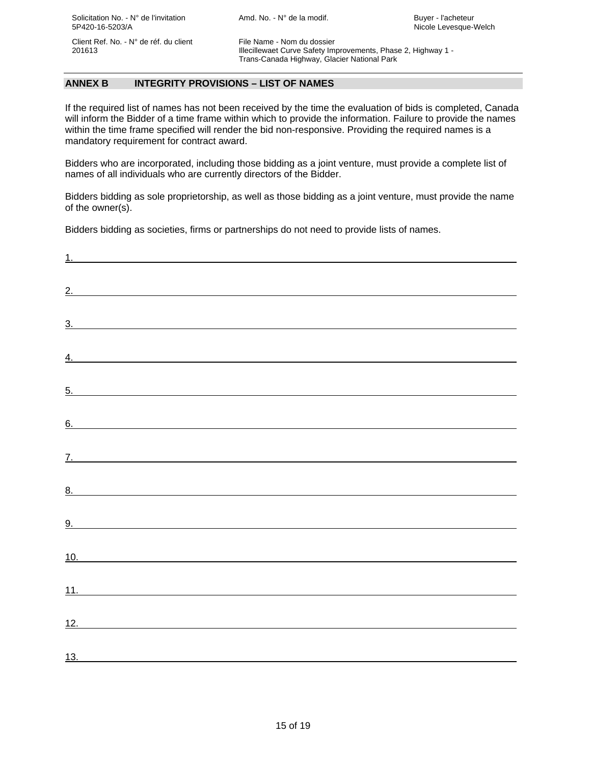## ANNEX B INTEGRITY PROVISIONS – LIST OF NAMES

If the required list of names has not been received by the time the evaluation of bids is completed, Canada will inform the Bidder of a time frame within which to provide the information. Failure to provide the names within the time frame specified will render the bid non-responsive. Providing the required names is a mandatory requirement for contract award.

Bidders who are incorporated, including those bidding as a joint venture, must provide a complete list of names of all individuals who are currently directors of the Bidder.

Bidders bidding as sole proprietorship, as well as those bidding as a joint venture, must provide the name of the owner(s).

Bidders bidding as societies, firms or partnerships do not need to provide lists of names.

1. ____________________

2. ____________________

3. ____________________

4. ____________________

5. ____________________

6. ____________________

7. ____________________

8. ____________________

9. ____________________

10. ____________________

11. ____________________

12. ____________________

13. ____________________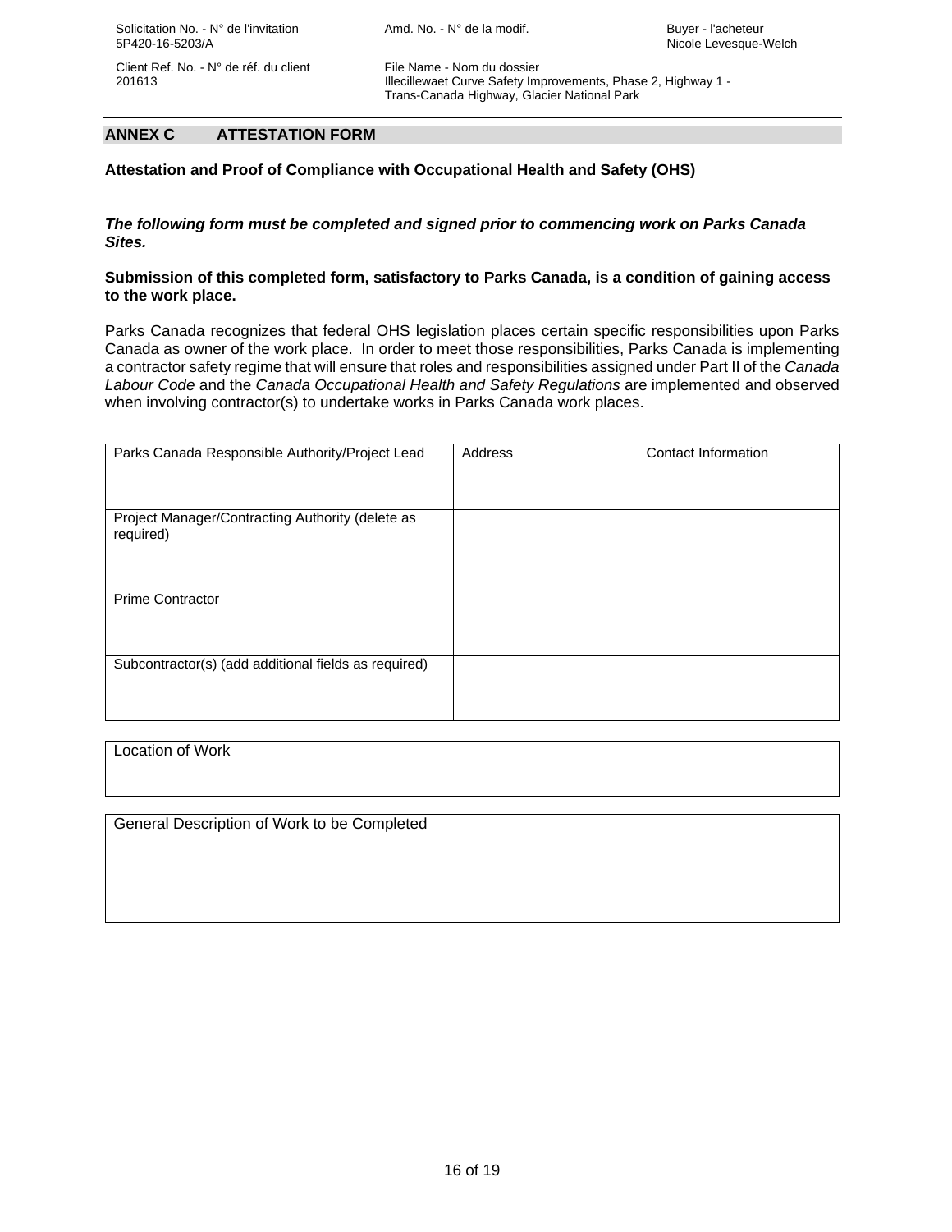## ANNEX C ATTESTATION FORM

**Attestation and Proof of Compliance with Occupational Health and Safety (OHS)**

***The following form must be completed and signed prior to commencing work on Parks Canada Sites.***

**Submission of this completed form, satisfactory to Parks Canada, is a condition of gaining access to the work place.**

Parks Canada recognizes that federal OHS legislation places certain specific responsibilities upon Parks Canada as owner of the work place. In order to meet those responsibilities, Parks Canada is implementing a contractor safety regime that will ensure that roles and responsibilities assigned under Part II of the *Canada Labour Code* and the *Canada Occupational Health and Safety Regulations* are implemented and observed when involving contractor(s) to undertake works in Parks Canada work places.

| Parks Canada Responsible Authority/Project Lead | Address | Contact Information |
|---|---|---|
| Project Manager/Contracting Authority (delete as required) | | |
| Prime Contractor | | |
| Subcontractor(s) (add additional fields as required) | | |

| Location of Work |
|---|
| |

| General Description of Work to be Completed |
|---|
| |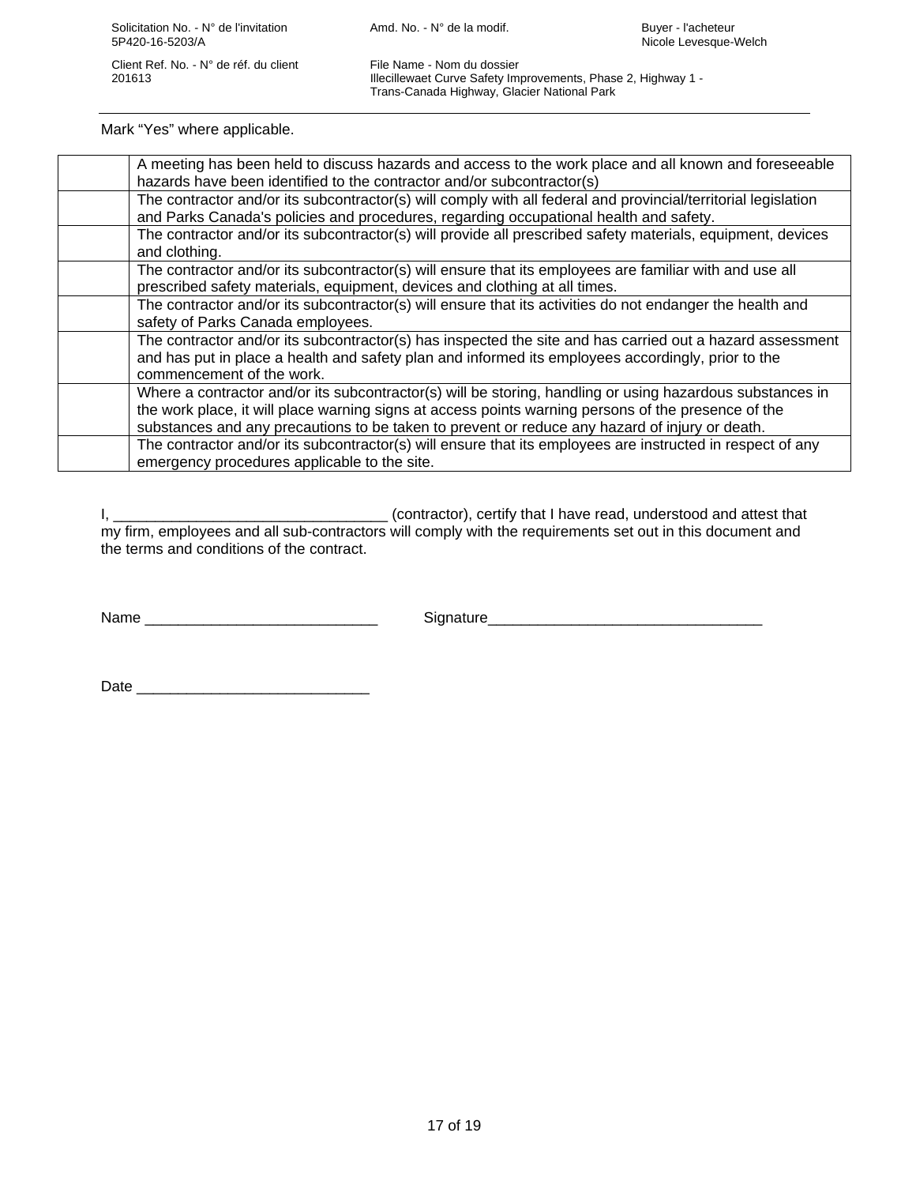Mark “Yes” where applicable.

| | |
|---|---|
| | A meeting has been held to discuss hazards and access to the work place and all known and foreseeable hazards have been identified to the contractor and/or subcontractor(s) |
| | The contractor and/or its subcontractor(s) will comply with all federal and provincial/territorial legislation and Parks Canada's policies and procedures, regarding occupational health and safety. |
| | The contractor and/or its subcontractor(s) will provide all prescribed safety materials, equipment, devices and clothing. |
| | The contractor and/or its subcontractor(s) will ensure that its employees are familiar with and use all prescribed safety materials, equipment, devices and clothing at all times. |
| | The contractor and/or its subcontractor(s) will ensure that its activities do not endanger the health and safety of Parks Canada employees. |
| | The contractor and/or its subcontractor(s) has inspected the site and has carried out a hazard assessment and has put in place a health and safety plan and informed its employees accordingly, prior to the commencement of the work. |
| | Where a contractor and/or its subcontractor(s) will be storing, handling or using hazardous substances in the work place, it will place warning signs at access points warning persons of the presence of the substances and any precautions to be taken to prevent or reduce any hazard of injury or death. |
| | The contractor and/or its subcontractor(s) will ensure that its employees are instructed in respect of any emergency procedures applicable to the site. |

I, ________________________________ (contractor), certify that I have read, understood and attest that my firm, employees and all sub-contractors will comply with the requirements set out in this document and the terms and conditions of the contract.

Name ___________________________ Signature________________________________

Date ___________________________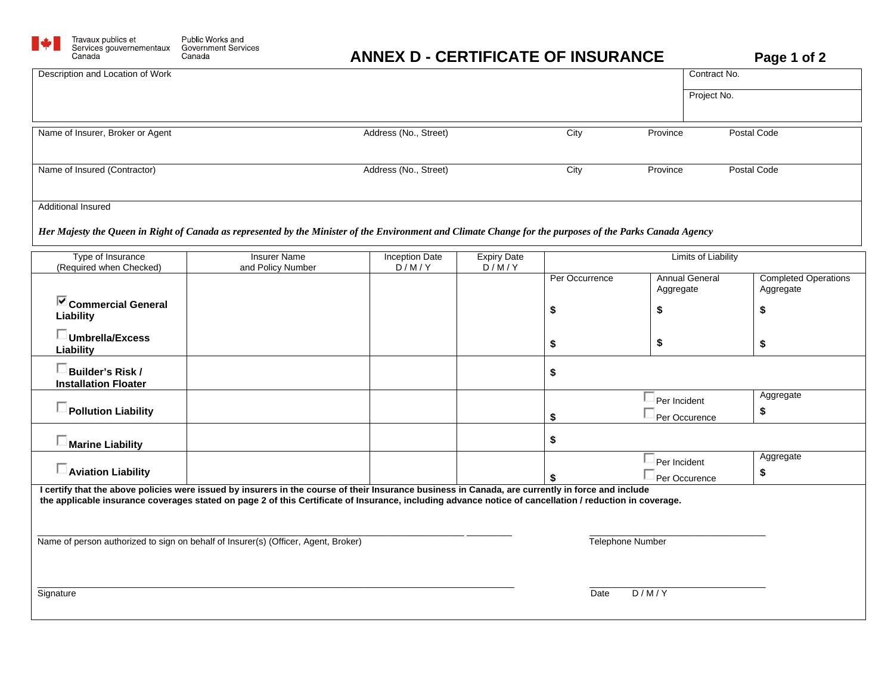Travaux publics et Services gouvernementaux Canada | Public Works and Government Services Canada

# ANNEX D - CERTIFICATE OF INSURANCE

| Description and Location of Work | Contract No. |
|---|---|
| | Project No. |

| Name of Insurer, Broker or Agent | Address (No., Street) | City | Province | Postal Code |
|---|---|---|---|---|
| | | | | |
| **Name of Insured (Contractor)** | **Address (No., Street)** | **City** | **Province** | **Postal Code** |
| | | | | |

Additional Insured

***Her Majesty the Queen in Right of Canada as represented by the Minister of the Environment and Climate Change for the purposes of the Parks Canada Agency***

| Type of Insurance (Required when Checked) | Insurer Name and Policy Number | Inception Date D / M / Y | Expiry Date D / M / Y | Limits of Liability | | |
|---|---|---|---|---|---|---|
| | | | | Per Occurrence | Annual General Aggregate | Completed Operations Aggregate |
| ☑ **Commercial General Liability** | | | | $ | $ | $ |
| ☐ **Umbrella/Excess Liability** | | | | $ | $ | $ |
| ☐ **Builder's Risk / Installation Floater** | | | | $ | | |
| ☐ **Pollution Liability** | | | | $ | ☐ Per Incident ☐ Per Occurence | Aggregate $ |
| ☐ **Marine Liability** | | | | $ | | |
| ☐ **Aviation Liability** | | | | $ | ☐ Per Incident ☐ Per Occurence | Aggregate $ |

**I certify that the above policies were issued by insurers in the course of their Insurance business in Canada, are currently in force and include the applicable insurance coverages stated on page 2 of this Certificate of Insurance, including advance notice of cancellation / reduction in coverage.**

_______________________________________________ &nbsp;&nbsp;&nbsp;&nbsp; _______________________
Name of person authorized to sign on behalf of Insurer(s) (Officer, Agent, Broker) &nbsp;&nbsp;&nbsp;&nbsp; Telephone Number

_______________________________________________ &nbsp;&nbsp;&nbsp;&nbsp; _______________________
Signature &nbsp;&nbsp;&nbsp;&nbsp; Date D / M / Y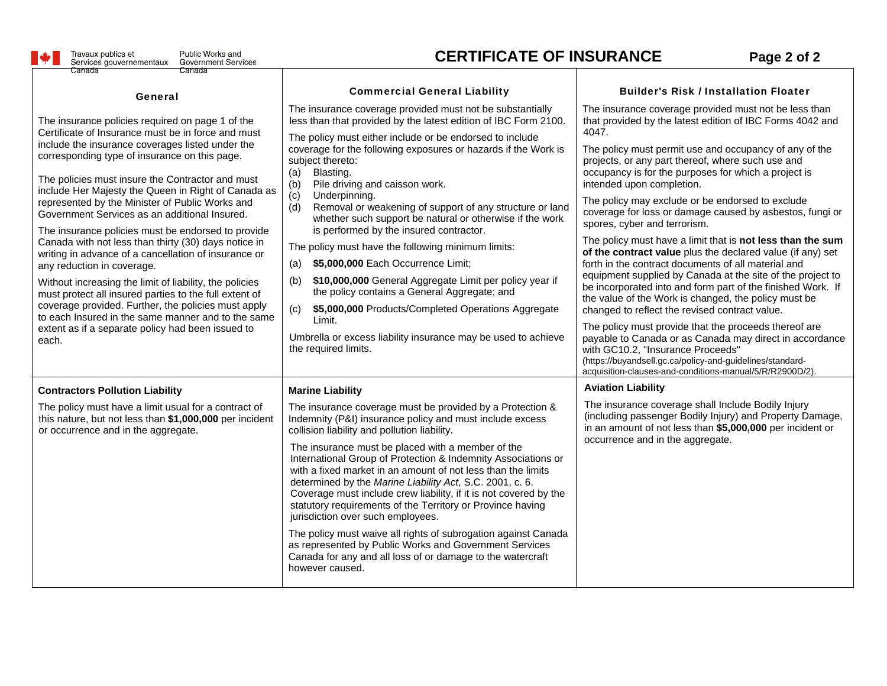# CERTIFICATE OF INSURANCE

Travaux publics et Services gouvernementaux Canada / Public Works and Government Services Canada

## General

The insurance policies required on page 1 of the Certificate of Insurance must be in force and must include the insurance coverages listed under the corresponding type of insurance on this page.

The policies must insure the Contractor and must include Her Majesty the Queen in Right of Canada as represented by the Minister of Public Works and Government Services as an additional Insured.

The insurance policies must be endorsed to provide Canada with not less than thirty (30) days notice in writing in advance of a cancellation of insurance or any reduction in coverage.

Without increasing the limit of liability, the policies must protect all insured parties to the full extent of coverage provided. Further, the policies must apply to each Insured in the same manner and to the same extent as if a separate policy had been issued to each.

## Commercial General Liability

The insurance coverage provided must not be substantially less than that provided by the latest edition of IBC Form 2100.

The policy must either include or be endorsed to include coverage for the following exposures or hazards if the Work is subject thereto:

(a) Blasting.
(b) Pile driving and caisson work.
(c) Underpinning.
(d) Removal or weakening of support of any structure or land whether such support be natural or otherwise if the work is performed by the insured contractor.

The policy must have the following minimum limits:

(a) **$5,000,000** Each Occurrence Limit;

(b) **$10,000,000** General Aggregate Limit per policy year if the policy contains a General Aggregate; and

(c) **$5,000,000** Products/Completed Operations Aggregate Limit.

Umbrella or excess liability insurance may be used to achieve the required limits.

## Builder's Risk / Installation Floater

The insurance coverage provided must not be less than that provided by the latest edition of IBC Forms 4042 and 4047.

The policy must permit use and occupancy of any of the projects, or any part thereof, where such use and occupancy is for the purposes for which a project is intended upon completion.

The policy may exclude or be endorsed to exclude coverage for loss or damage caused by asbestos, fungi or spores, cyber and terrorism.

The policy must have a limit that is **not less than the sum of the contract value** plus the declared value (if any) set forth in the contract documents of all material and equipment supplied by Canada at the site of the project to be incorporated into and form part of the finished Work. If the value of the Work is changed, the policy must be changed to reflect the revised contract value.

The policy must provide that the proceeds thereof are payable to Canada or as Canada may direct in accordance with GC10.2, "Insurance Proceeds" (https://buyandsell.gc.ca/policy-and-guidelines/standard-acquisition-clauses-and-conditions-manual/5/R/R2900D/2).

## Contractors Pollution Liability

The policy must have a limit usual for a contract of this nature, but not less than **$1,000,000** per incident or occurrence and in the aggregate.

## Marine Liability

The insurance coverage must be provided by a Protection & Indemnity (P&I) insurance policy and must include excess collision liability and pollution liability.

The insurance must be placed with a member of the International Group of Protection & Indemnity Associations or with a fixed market in an amount of not less than the limits determined by the *Marine Liability Act*, S.C. 2001, c. 6. Coverage must include crew liability, if it is not covered by the statutory requirements of the Territory or Province having jurisdiction over such employees.

The policy must waive all rights of subrogation against Canada as represented by Public Works and Government Services Canada for any and all loss of or damage to the watercraft however caused.

## Aviation Liability

The insurance coverage shall Include Bodily Injury (including passenger Bodily Injury) and Property Damage, in an amount of not less than **$5,000,000** per incident or occurrence and in the aggregate.